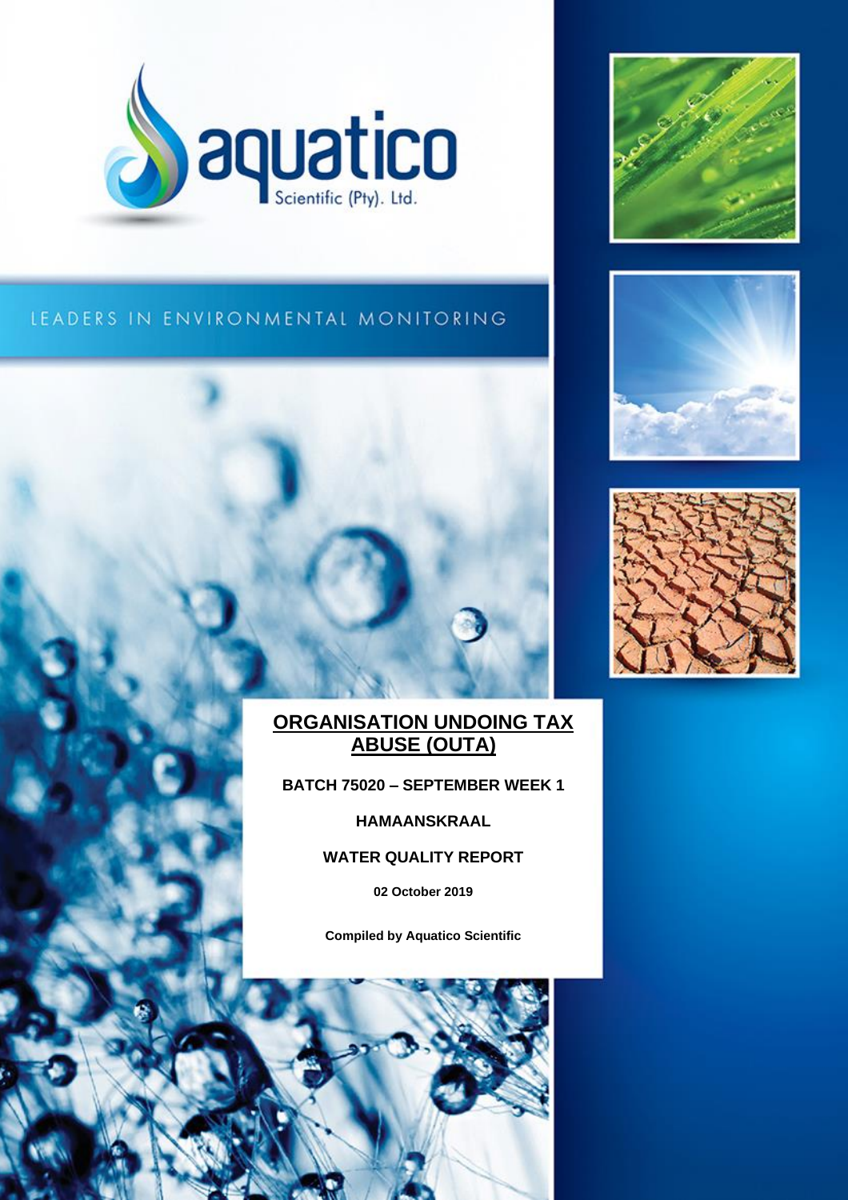aquatico
Scientific (Pty). Ltd.

LEADERS IN ENVIRONMENTAL MONITORING

# ORGANISATION UNDOING TAX ABUSE (OUTA)

**BATCH 75020 – SEPTEMBER WEEK 1**

**HAMAANSKRAAL**

**WATER QUALITY REPORT**

**02 October 2019**

**Compiled by Aquatico Scientific**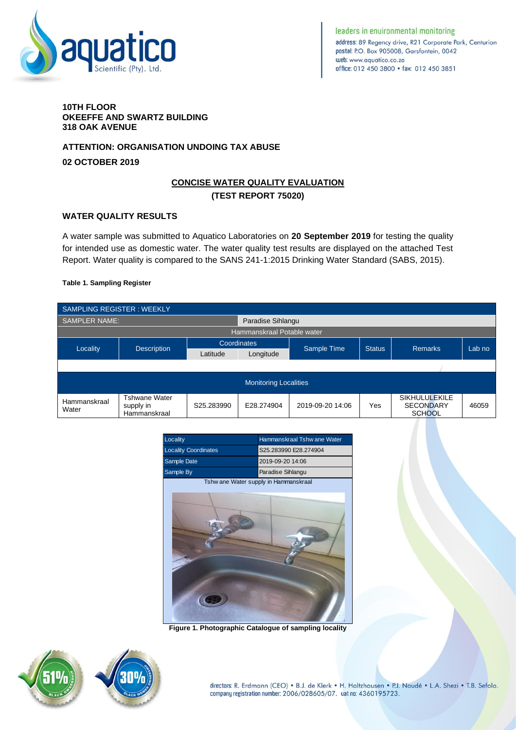**10TH FLOOR**
**OKEEFFE AND SWARTZ BUILDING**
**318 OAK AVENUE**

**ATTENTION: ORGANISATION UNDOING TAX ABUSE**

**02 OCTOBER 2019**

## CONCISE WATER QUALITY EVALUATION
### (TEST REPORT 75020)

### WATER QUALITY RESULTS

A water sample was submitted to Aquatico Laboratories on **20 September 2019** for testing the quality for intended use as domestic water. The water quality test results are displayed on the attached Test Report. Water quality is compared to the SANS 241-1:2015 Drinking Water Standard (SABS, 2015).

**Table 1. Sampling Register**

| SAMPLING REGISTER : WEEKLY | | | | | | | |
|---|---|---|---|---|---|---|---|
| SAMPLER NAME: | | | Paradise Sihlangu | | | | |
| Hammanskraal Potable water | | | | | | | |
| Locality | Description | Coordinates | | Sample Time | Status | Remarks | Lab no |
| | | Latitude | Longitude | | | | |
| Monitoring Localities | | | | | | | |
| Hammanskraal Water | Tshwane Water supply in Hammanskraal | S25.283990 | E28.274904 | 2019-09-20 14:06 | Yes | SIKHULULEKILE SECONDARY SCHOOL | 46059 |

| Locality | Hammanskraal Tshwane Water |
|---|---|
| Locality Coordinates | S25.283990 E28.274904 |
| Sample Date | 2019-09-20 14:06 |
| Sample By | Paradise Sihlangu |

Tshwane Water supply in Hammanskraal

**Figure 1. Photographic Catalogue of sampling locality**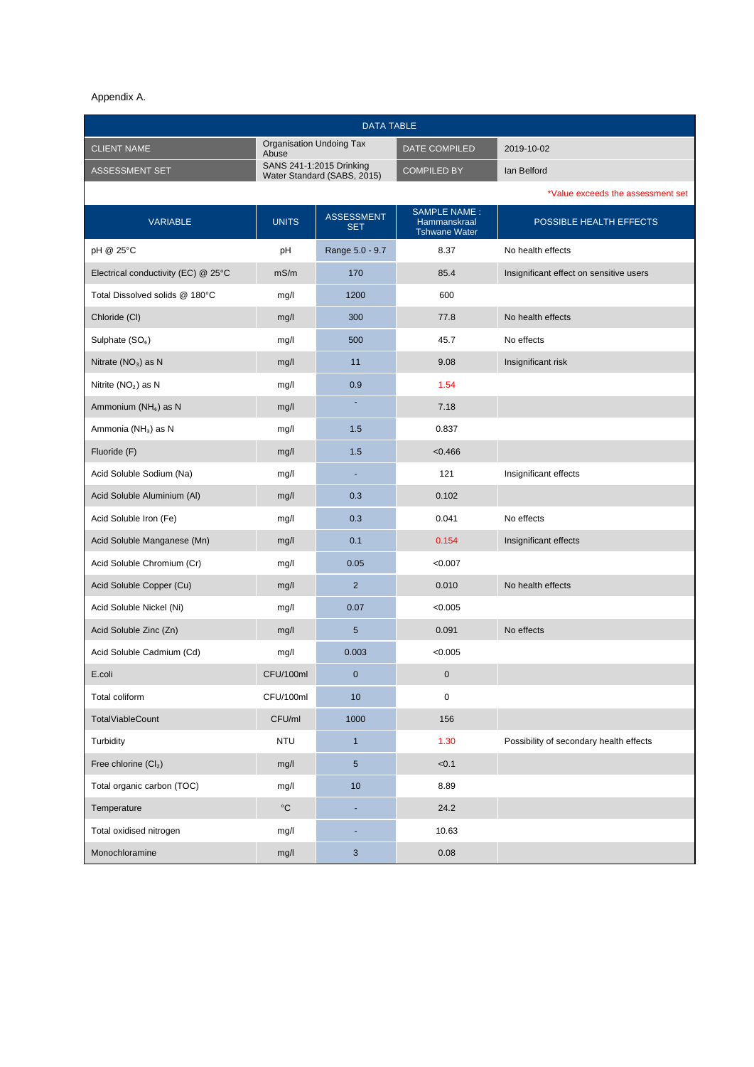Appendix A.

| DATA TABLE | | | |
|---|---|---|---|
| CLIENT NAME | Organisation Undoing Tax Abuse | DATE COMPILED | 2019-10-02 |
| ASSESSMENT SET | SANS 241-1:2015 Drinking Water Standard (SABS, 2015) | COMPILED BY | Ian Belford |

*Value exceeds the assessment set

| VARIABLE | UNITS | ASSESSMENT SET | SAMPLE NAME : Hammanskraal Tshwane Water | POSSIBLE HEALTH EFFECTS |
|---|---|---|---|---|
| pH @ 25°C | pH | Range 5.0 - 9.7 | 8.37 | No health effects |
| Electrical conductivity (EC) @ 25°C | mS/m | 170 | 85.4 | Insignificant effect on sensitive users |
| Total Dissolved solids @ 180°C | mg/l | 1200 | 600 | |
| Chloride (Cl) | mg/l | 300 | 77.8 | No health effects |
| Sulphate ($SO_4$) | mg/l | 500 | 45.7 | No effects |
| Nitrate ($NO_3$) as N | mg/l | 11 | 9.08 | Insignificant risk |
| Nitrite ($NO_2$) as N | mg/l | 0.9 | 1.54 | |
| Ammonium ($NH_4$) as N | mg/l | - | 7.18 | |
| Ammonia ($NH_3$) as N | mg/l | 1.5 | 0.837 | |
| Fluoride (F) | mg/l | 1.5 | <0.466 | |
| Acid Soluble Sodium (Na) | mg/l | - | 121 | Insignificant effects |
| Acid Soluble Aluminium (Al) | mg/l | 0.3 | 0.102 | |
| Acid Soluble Iron (Fe) | mg/l | 0.3 | 0.041 | No effects |
| Acid Soluble Manganese (Mn) | mg/l | 0.1 | 0.154 | Insignificant effects |
| Acid Soluble Chromium (Cr) | mg/l | 0.05 | <0.007 | |
| Acid Soluble Copper (Cu) | mg/l | 2 | 0.010 | No health effects |
| Acid Soluble Nickel (Ni) | mg/l | 0.07 | <0.005 | |
| Acid Soluble Zinc (Zn) | mg/l | 5 | 0.091 | No effects |
| Acid Soluble Cadmium (Cd) | mg/l | 0.003 | <0.005 | |
| E.coli | CFU/100ml | 0 | 0 | |
| Total coliform | CFU/100ml | 10 | 0 | |
| TotalViableCount | CFU/ml | 1000 | 156 | |
| Turbidity | NTU | 1 | 1.30 | Possibility of secondary health effects |
| Free chlorine ($Cl_2$) | mg/l | 5 | <0.1 | |
| Total organic carbon (TOC) | mg/l | 10 | 8.89 | |
| Temperature | °C | - | 24.2 | |
| Total oxidised nitrogen | mg/l | - | 10.63 | |
| Monochloramine | mg/l | 3 | 0.08 | |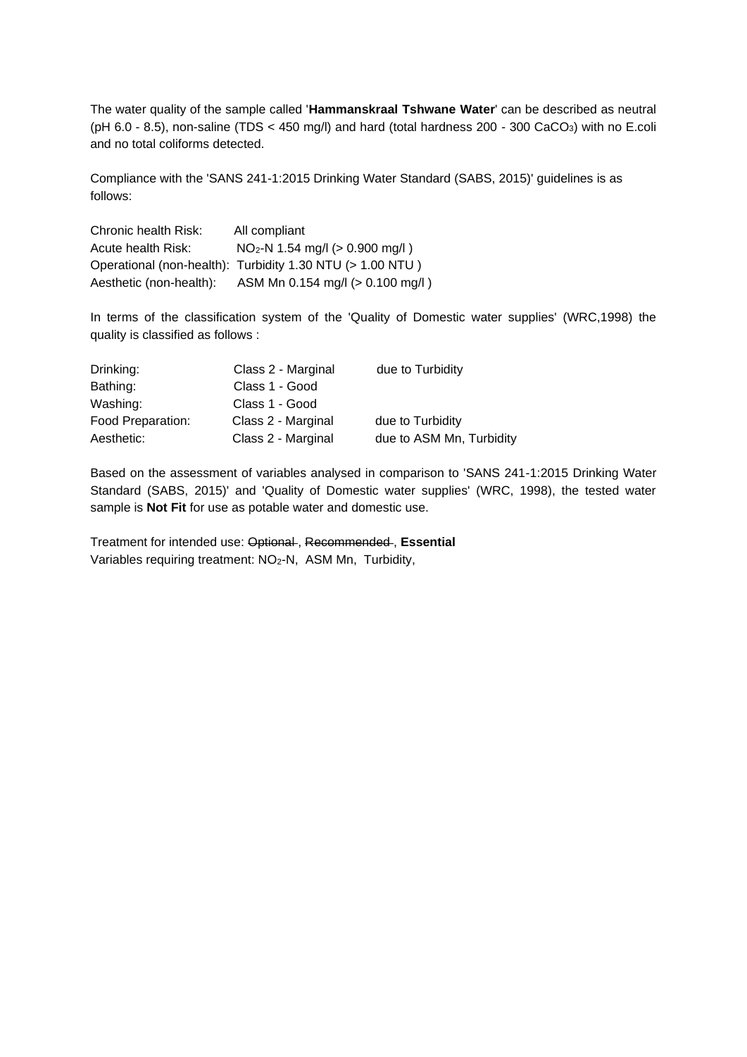The water quality of the sample called '**Hammanskraal Tshwane Water**' can be described as neutral (pH 6.0 - 8.5), non-saline (TDS < 450 mg/l) and hard (total hardness 200 - 300 $CaCO_3$) with no E.coli and no total coliforms detected.

Compliance with the 'SANS 241-1:2015 Drinking Water Standard (SABS, 2015)' guidelines is as follows:

| | |
|---|---|
| Chronic health Risk: | All compliant |
| Acute health Risk: | $NO_2$-N 1.54 mg/l (> 0.900 mg/l ) |
| Operational (non-health): | Turbidity 1.30 NTU (> 1.00 NTU ) |
| Aesthetic (non-health): | ASM Mn 0.154 mg/l (> 0.100 mg/l ) |

In terms of the classification system of the 'Quality of Domestic water supplies' (WRC,1998) the quality is classified as follows :

| | | |
|---|---|---|
| Drinking: | Class 2 - Marginal | due to Turbidity |
| Bathing: | Class 1 - Good | |
| Washing: | Class 1 - Good | |
| Food Preparation: | Class 2 - Marginal | due to Turbidity |
| Aesthetic: | Class 2 - Marginal | due to ASM Mn, Turbidity |

Based on the assessment of variables analysed in comparison to 'SANS 241-1:2015 Drinking Water Standard (SABS, 2015)' and 'Quality of Domestic water supplies' (WRC, 1998), the tested water sample is **Not Fit** for use as potable water and domestic use.

Treatment for intended use: ~~Optional~~ , ~~Recommended~~ , **Essential**
Variables requiring treatment: $NO_2$-N, ASM Mn, Turbidity,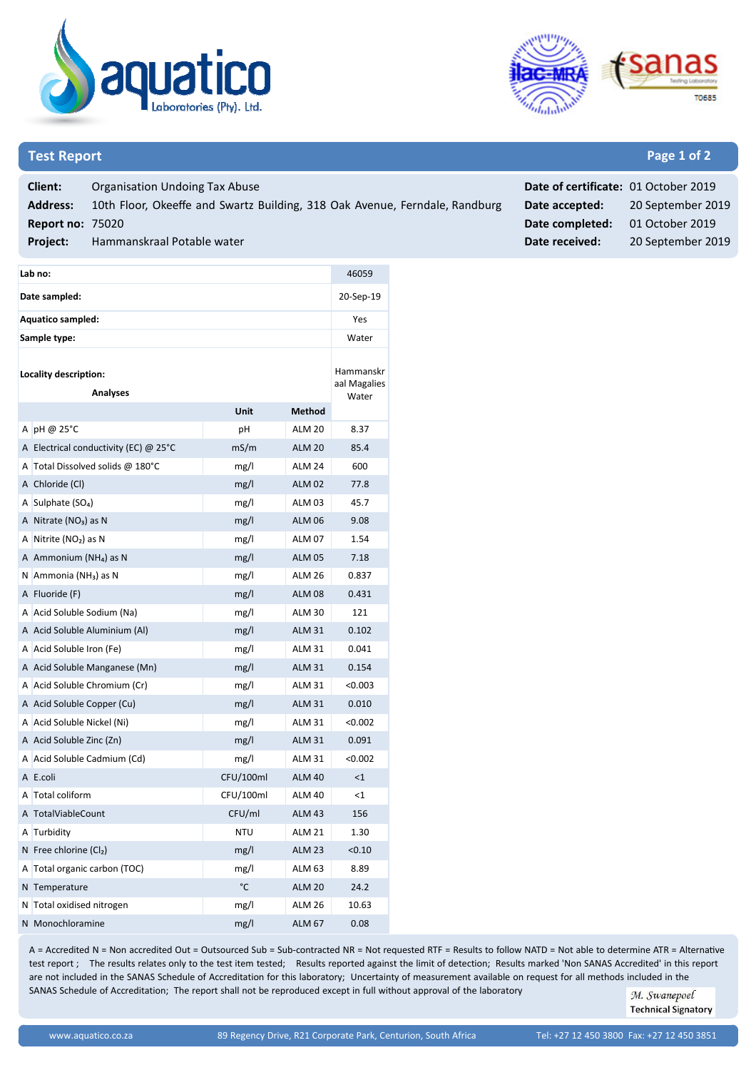aquatico Laboratories (Pty). Ltd.

ilac-MRA sanas Testing Laboratory T0685

## Test Report

| | | | |
|---|---|---|---|
| **Client:** | Organisation Undoing Tax Abuse | **Date of certificate:** | 01 October 2019 |
| **Address:** | 10th Floor, Okeeffe and Swartz Building, 318 Oak Avenue, Ferndale, Randburg | **Date accepted:** | 20 September 2019 |
| **Report no:** | 75020 | **Date completed:** | 01 October 2019 |
| **Project:** | Hammanskraal Potable water | **Date received:** | 20 September 2019 |

| | | | | |
|---|---|---|---|---|
| **Lab no:** | | | | 46059 |
| **Date sampled:** | | | | 20-Sep-19 |
| **Aquatico sampled:** | | | | Yes |
| **Sample type:** | | | | Water |
| **Locality description:** | **Analyses** | | | Hammanskraal Magalies Water |
| | | **Unit** | **Method** | |
| A | pH @ 25°C | pH | ALM 20 | 8.37 |
| A | Electrical conductivity (EC) @ 25°C | mS/m | ALM 20 | 85.4 |
| A | Total Dissolved solids @ 180°C | mg/l | ALM 24 | 600 |
| A | Chloride (Cl) | mg/l | ALM 02 | 77.8 |
| A | Sulphate ($SO_4$) | mg/l | ALM 03 | 45.7 |
| A | Nitrate ($NO_3$) as N | mg/l | ALM 06 | 9.08 |
| A | Nitrite ($NO_2$) as N | mg/l | ALM 07 | 1.54 |
| A | Ammonium ($NH_4$) as N | mg/l | ALM 05 | 7.18 |
| N | Ammonia ($NH_3$) as N | mg/l | ALM 26 | 0.837 |
| A | Fluoride (F) | mg/l | ALM 08 | 0.431 |
| A | Acid Soluble Sodium (Na) | mg/l | ALM 30 | 121 |
| A | Acid Soluble Aluminium (Al) | mg/l | ALM 31 | 0.102 |
| A | Acid Soluble Iron (Fe) | mg/l | ALM 31 | 0.041 |
| A | Acid Soluble Manganese (Mn) | mg/l | ALM 31 | 0.154 |
| A | Acid Soluble Chromium (Cr) | mg/l | ALM 31 | <0.003 |
| A | Acid Soluble Copper (Cu) | mg/l | ALM 31 | 0.010 |
| A | Acid Soluble Nickel (Ni) | mg/l | ALM 31 | <0.002 |
| A | Acid Soluble Zinc (Zn) | mg/l | ALM 31 | 0.091 |
| A | Acid Soluble Cadmium (Cd) | mg/l | ALM 31 | <0.002 |
| A | E.coli | CFU/100ml | ALM 40 | <1 |
| A | Total coliform | CFU/100ml | ALM 40 | <1 |
| A | TotalViableCount | CFU/ml | ALM 43 | 156 |
| A | Turbidity | NTU | ALM 21 | 1.30 |
| N | Free chlorine ($Cl_2$) | mg/l | ALM 23 | <0.10 |
| A | Total organic carbon (TOC) | mg/l | ALM 63 | 8.89 |
| N | Temperature | °C | ALM 20 | 24.2 |
| N | Total oxidised nitrogen | mg/l | ALM 26 | 10.63 |
| N | Monochloramine | mg/l | ALM 67 | 0.08 |

A = Accredited N = Non accredited Out = Outsourced Sub = Sub-contracted NR = Not requested RTF = Results to follow NATD = Not able to determine ATR = Alternative test report ; The results relates only to the test item tested; Results reported against the limit of detection; Results marked 'Non SANAS Accredited' in this report are not included in the SANAS Schedule of Accreditation for this laboratory; Uncertainty of measurement available on request for all methods included in the SANAS Schedule of Accreditation; The report shall not be reproduced except in full without approval of the laboratory

M. Swanepoel
**Technical Signatory**

www.aquatico.co.za | 89 Regency Drive, R21 Corporate Park, Centurion, South Africa | Tel: +27 12 450 3800 Fax: +27 12 450 3851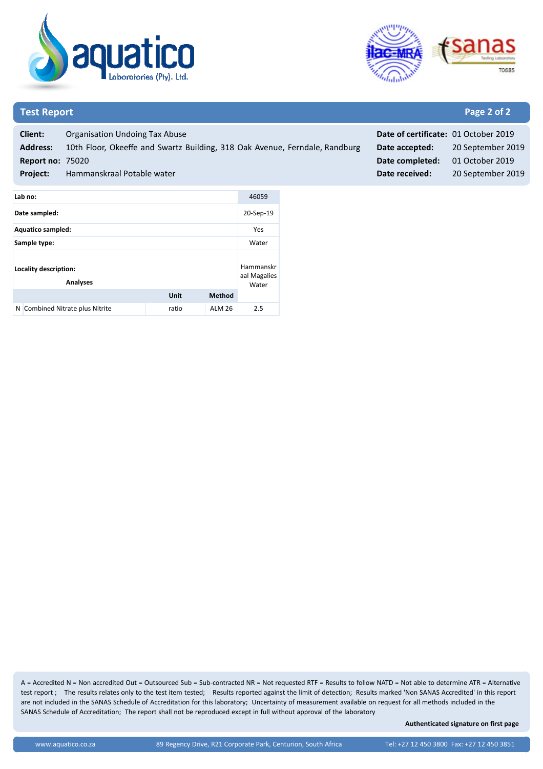## Test Report

| | | | |
|---|---|---|---|
| **Client:** | Organisation Undoing Tax Abuse | **Date of certificate:** | 01 October 2019 |
| **Address:** | 10th Floor, Okeeffe and Swartz Building, 318 Oak Avenue, Ferndale, Randburg | **Date accepted:** | 20 September 2019 |
| **Report no:** | 75020 | **Date completed:** | 01 October 2019 |
| **Project:** | Hammanskraal Potable water | **Date received:** | 20 September 2019 |

| | | | | |
|---|---|---|---|---|
| **Lab no:** | | | | 46059 |
| **Date sampled:** | | | | 20-Sep-19 |
| **Aquatico sampled:** | | | | Yes |
| **Sample type:** | | | | Water |
| **Locality description:** | **Analyses** | | | Hammanskraal Magalies Water |
| | | **Unit** | **Method** | |
| N | Combined Nitrate plus Nitrite | ratio | ALM 26 | 2.5 |

A = Accredited N = Non accredited Out = Outsourced Sub = Sub-contracted NR = Not requested RTF = Results to follow NATD = Not able to determine ATR = Alternative test report ; The results relates only to the test item tested; Results reported against the limit of detection; Results marked 'Non SANAS Accredited' in this report are not included in the SANAS Schedule of Accreditation for this laboratory; Uncertainty of measurement available on request for all methods included in the SANAS Schedule of Accreditation; The report shall not be reproduced except in full without approval of the laboratory

**Authenticated signature on first page**

www.aquatico.co.za 89 Regency Drive, R21 Corporate Park, Centurion, South Africa Tel: +27 12 450 3800 Fax: +27 12 450 3851